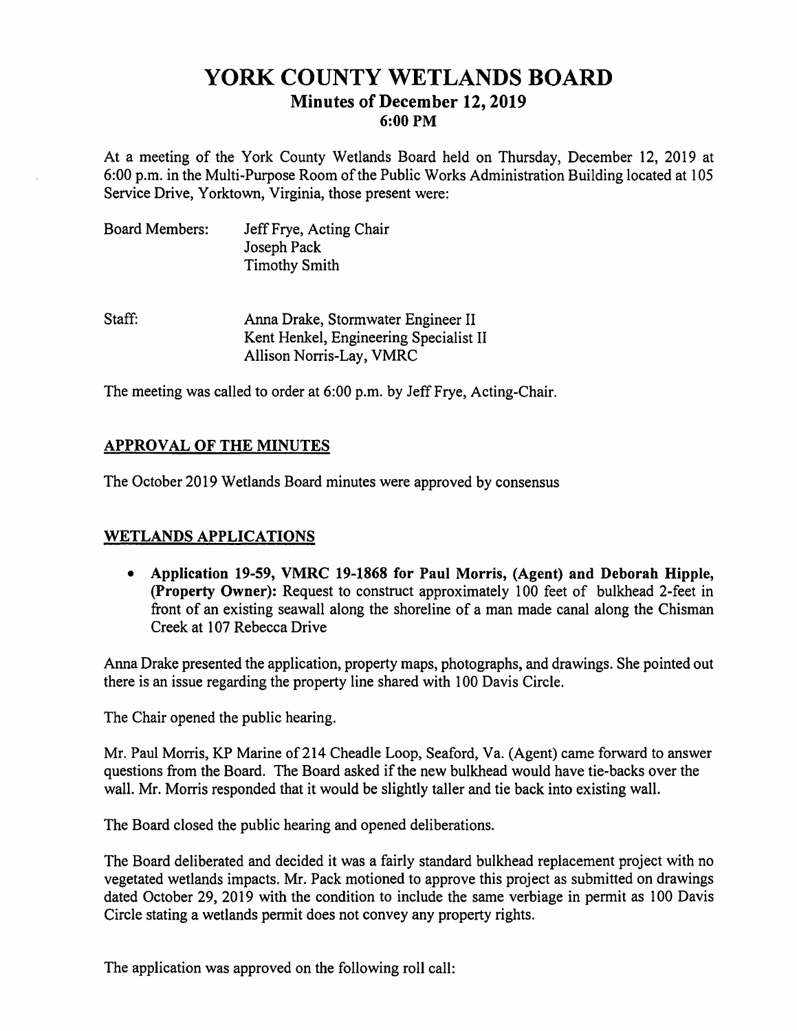# YORK COUNTY WETLANDS BOARD

## Minutes of December 12, 2019

### 6:00 PM

At a meeting of the York County Wetlands Board held on Thursday, December 12, 2019 at 6:00 p.m. in the Multi-Purpose Room of the Public Works Administration Building located at 105 Service Drive, Yorktown, Virginia, those present were:

Board Members: Jeff Frye, Acting Chair
Joseph Pack
Timothy Smith

Staff: Anna Drake, Stormwater Engineer II
Kent Henkel, Engineering Specialist II
Allison Norris-Lay, VMRC

The meeting was called to order at 6:00 p.m. by Jeff Frye, Acting-Chair.

## APPROVAL OF THE MINUTES

The October 2019 Wetlands Board minutes were approved by consensus

## WETLANDS APPLICATIONS

- **Application 19-59, VMRC 19-1868 for Paul Morris, (Agent) and Deborah Hipple, (Property Owner):** Request to construct approximately 100 feet of bulkhead 2-feet in front of an existing seawall along the shoreline of a man made canal along the Chisman Creek at 107 Rebecca Drive

Anna Drake presented the application, property maps, photographs, and drawings. She pointed out there is an issue regarding the property line shared with 100 Davis Circle.

The Chair opened the public hearing.

Mr. Paul Morris, KP Marine of 214 Cheadle Loop, Seaford, Va. (Agent) came forward to answer questions from the Board. The Board asked if the new bulkhead would have tie-backs over the wall. Mr. Morris responded that it would be slightly taller and tie back into existing wall.

The Board closed the public hearing and opened deliberations.

The Board deliberated and decided it was a fairly standard bulkhead replacement project with no vegetated wetlands impacts. Mr. Pack motioned to approve this project as submitted on drawings dated October 29, 2019 with the condition to include the same verbiage in permit as 100 Davis Circle stating a wetlands permit does not convey any property rights.

The application was approved on the following roll call: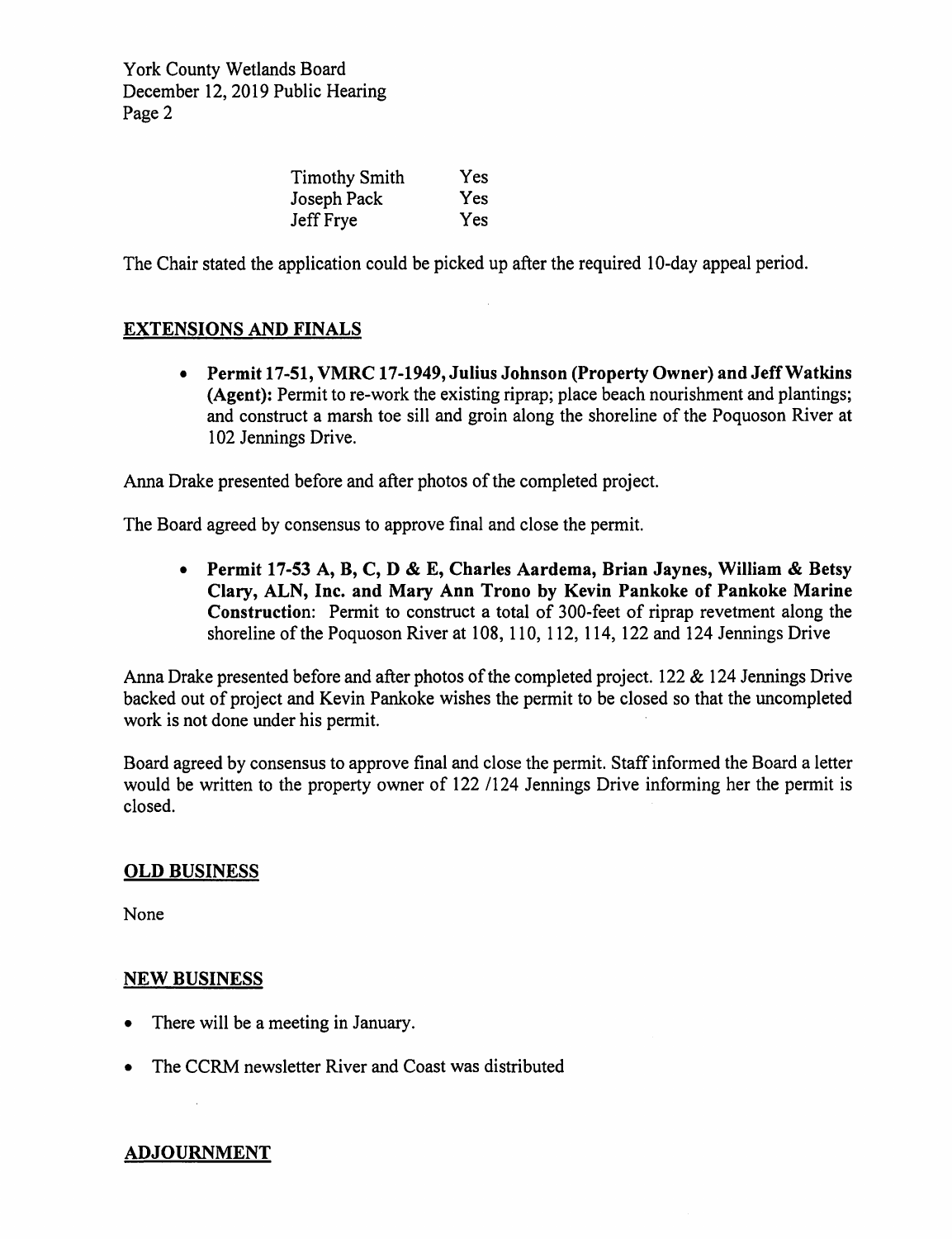| | |
|---|---|
| Timothy Smith | Yes |
| Joseph Pack | Yes |
| Jeff Frye | Yes |

The Chair stated the application could be picked up after the required 10-day appeal period.

## EXTENSIONS AND FINALS

- **Permit 17-51, VMRC 17-1949, Julius Johnson (Property Owner) and Jeff Watkins (Agent):** Permit to re-work the existing riprap; place beach nourishment and plantings; and construct a marsh toe sill and groin along the shoreline of the Poquoson River at 102 Jennings Drive.

Anna Drake presented before and after photos of the completed project.

The Board agreed by consensus to approve final and close the permit.

- **Permit 17-53 A, B, C, D & E, Charles Aardema, Brian Jaynes, William & Betsy Clary, ALN, Inc. and Mary Ann Trono by Kevin Pankoke of Pankoke Marine Construction**: Permit to construct a total of 300-feet of riprap revetment along the shoreline of the Poquoson River at 108, 110, 112, 114, 122 and 124 Jennings Drive

Anna Drake presented before and after photos of the completed project. 122 & 124 Jennings Drive backed out of project and Kevin Pankoke wishes the permit to be closed so that the uncompleted work is not done under his permit.

Board agreed by consensus to approve final and close the permit. Staff informed the Board a letter would be written to the property owner of 122 /124 Jennings Drive informing her the permit is closed.

## OLD BUSINESS

None

## NEW BUSINESS

- There will be a meeting in January.
- The CCRM newsletter River and Coast was distributed

## ADJOURNMENT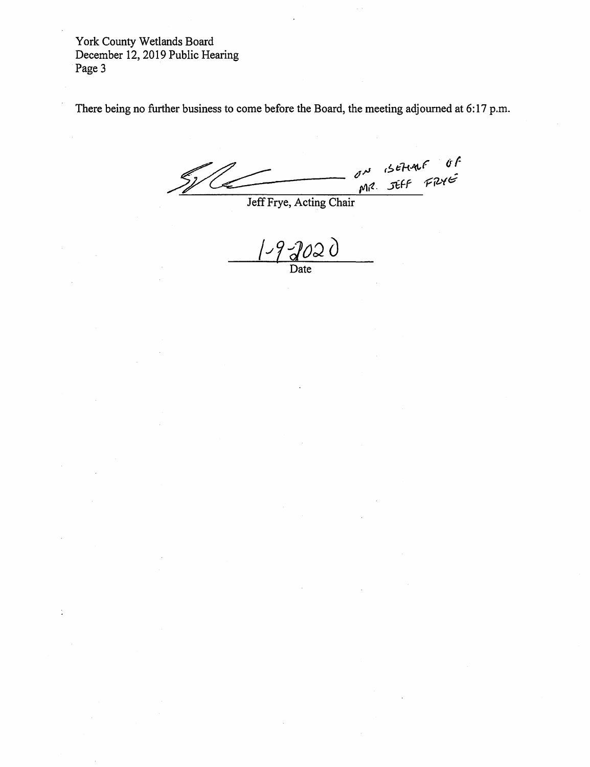There being no further business to come before the Board, the meeting adjourned at 6:17 p.m.

ON BEHALF OF MR. JEFF FRYE

Jeff Frye, Acting Chair

1-9-2020

Date